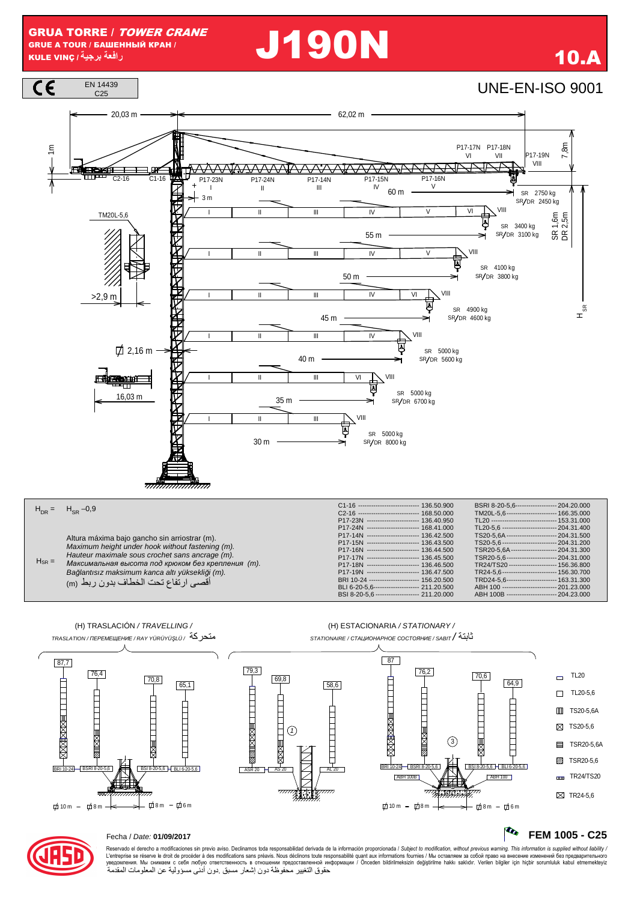# GRUA TORRE / *TOWER CRANE*

GRUE A TOUR / БАШЕННЫЙ КРАН /
KULE VINÇ / رافعة برجية

# J190N

**10.A**

CE — EN 14439 C25

UNE-EN-ISO 9001

20,03 m
62,02 m
1m
7,8m
C2-16 C1-16
P17-23N I
P17-24N II
P17-14N III
P17-15N IV
P17-16N V
P17-17N VI
P17-18N VII
P17-19N VIII
3 m
60 m — SR 2750 kg — SR/DR 2450 kg
TM20L-5,6
55 m — SR 3400 kg — SR/DR 3100 kg
SR 1,6m
DR 2,5m
50 m — SR 4100 kg — SR/DR 3800 kg
>2,9 m
45 m — SR 4900 kg — SR/DR 4600 kg
$H_{SR}$
2,16 m
40 m — SR 5000 kg — SR/DR 5600 kg
16,03 m
35 m — SR 5000 kg — SR/DR 6700 kg
30 m — SR 5000 kg — SR/DR 8000 kg

$H_{DR}$ = $H_{SR}$ –0,9

$H_{SR}$ =
Altura máxima bajo gancho sin arriostrar (m).
*Maximum height under hook without fastening (m).*
*Hauteur maximale sous crochet sans ancrage (m).*
*Максимальная высота под крюком без крепления (m).*
*Bağlantısız maksimum kanca altı yüksekliği (m).*
أقصى ارتفاع تحت الخطاف بدون ربط (m)

| | | | |
|---|---|---|---|
| C1-16 | 136.50.900 | BSRI 8-20-5,6 | 204.20.000 |
| C2-16 | 168.50.000 | TM20L-5,6 | 166.35.000 |
| P17-23N | 136.40.950 | TL20 | 153.31.000 |
| P17-24N | 168.41.000 | TL20-5,6 | 204.31.400 |
| P17-14N | 136.42.500 | TS20-5,6A | 204.31.500 |
| P17-15N | 136.43.500 | TS20-5,6 | 204.31.200 |
| P17-16N | 136.44.500 | TSR20-5,6A | 204.31.300 |
| P17-17N | 136.45.500 | TSR20-5,6 | 204.31.000 |
| P17-18N | 136.46.500 | TR24/TS20 | 156.36.800 |
| P17-19N | 136.47.500 | TR24-5,6 | 156.30.700 |
| BRI 10-24 | 156.20.500 | TRD24-5,6 | 163.31.300 |
| BLI 6-20-5,6 | 211.20.500 | ABH 100 | 201.23.000 |
| BSI 8-20-5,6 | 211.20.000 | ABH 100B | 204.23.000 |

(H) TRASLACIÓN / *TRAVELLING* /
*TRASLATION / ПЕРЕМЕЩЕНИЕ / RAY YÜRÜYÜŞLÜ* / متحركة

87,7
76,4
70,8
65,1
BRI 10-24 — BSRI 8-20-5,6
BSI 8-20-5,6 — BLI 6-20-5,6
10 m – 8 m
8 m – 6 m

79,3
69,8
58,6
①
ASR 20 — AS 20
AL 20

(H) ESTACIONARIA / *STATIONARY* /
*STATIONAIRE / СТАЦИОНАРНОЕ СОСТОЯНИЕ / SABIT* / ثابتة

87
76,2
70,6
64,9
③
BRI 10-24 — BSRI 8-20-5,6
ABH 100B
BSI 8-20-5,6 — BLI 6-20-5,6
ABH 100
10 m – 8 m
8 m – 6 m

TL20
TL20-5,6
TS20-5,6A
TS20-5,6
TSR20-5,6A
TSR20-5,6
TR24/TS20
TR24-5,6

Fecha / *Date:* **01/09/2017**

**FEM 1005 - C25**

Reservado el derecho a modificaciones sin previo aviso. Declinamos toda responsabilidad derivada de la información proporcionada / *Subject to modification, without previous warning. This information is supplied without liability /* L'entreprise se réserve le droit de procéder à des modifications sans préavis. Nous déclinons toute responsabilité quant aux informations fournies / Мы оставляем за собой право на внесение изменений без предварительного уведомления. Мы снимаем с себя любую ответственность в отношении предоставленной информации / Önceden bildirilmeksizin değiştirilme hakkı saklıdır. Verilen bilgiler için hiçbir sorumluluk kabul etmemekteyiz
حقوق التغيير محفوظة دون إشعار مسبق .دون أدنى مسؤولية عن المعلومات المقدمة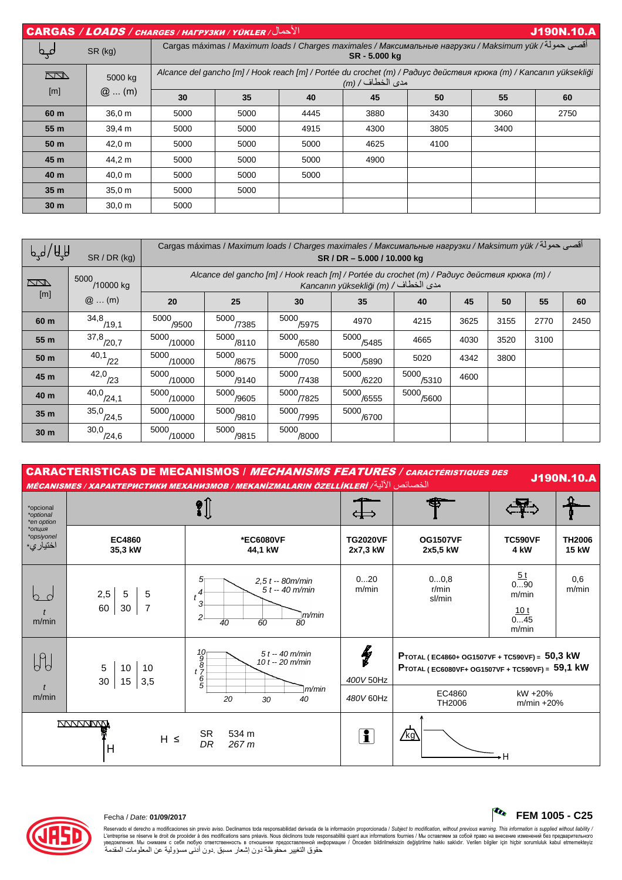## CARGAS / *LOADS* / *CHARGES* / *НАГРУЗКИ* / *YÜKLER* / الأحمال — J190N.10.A

| SR (kg) | | Cargas máximas / *Maximum loads* / *Charges maximales* / *Максимальные нагрузки* / *Maksimum yük* / أقصى حمولة **SR - 5.000 kg** | | | | | | |
|---|---|---|---|---|---|---|---|---|
| [m] | 5000 kg @ ... (m) | Alcance del gancho [m] / *Hook reach [m]* / *Portée du crochet (m)* / *Радиус действия крюка (m)* / *Kancanın yüksekliği (m)* / مدى الخطاف | | | | | | |
| | | 30 | 35 | 40 | 45 | 50 | 55 | 60 |
| **60 m** | 36,0 m | 5000 | 5000 | 4445 | 3880 | 3430 | 3060 | 2750 |
| **55 m** | 39,4 m | 5000 | 5000 | 4915 | 4300 | 3805 | 3400 | |
| **50 m** | 42,0 m | 5000 | 5000 | 5000 | 4625 | 4100 | | |
| **45 m** | 44,2 m | 5000 | 5000 | 5000 | 4900 | | | |
| **40 m** | 40,0 m | 5000 | 5000 | 5000 | | | | |
| **35 m** | 35,0 m | 5000 | 5000 | | | | | |
| **30 m** | 30,0 m | 5000 | | | | | | |

| SR / DR (kg) | | Cargas máximas / *Maximum loads* / *Charges maximales* / *Максимальные нагрузки* / *Maksimum yük* / أقصى حمولة **SR / DR – 5.000 / 10.000 kg** | | | | | | | | |
|---|---|---|---|---|---|---|---|---|---|---|
| [m] | 5000/10000 kg @ ... (m) | Alcance del gancho [m] / *Hook reach [m]* / *Portée du crochet (m)* / *Радиус действия крюка (m)* / *Kancanın yüksekliği (m)* / مدى الخطاف | | | | | | | | |
| | | 20 | 25 | 30 | 35 | 40 | 45 | 50 | 55 | 60 |
| **60 m** | 34,8/19,1 | 5000/9500 | 5000/7385 | 5000/5975 | 4970 | 4215 | 3625 | 3155 | 2770 | 2450 |
| **55 m** | 37,8/20,7 | 5000/10000 | 5000/8110 | 5000/6580 | 5000/5485 | 4665 | 4030 | 3520 | 3100 | |
| **50 m** | 40,1/22 | 5000/10000 | 5000/8675 | 5000/7050 | 5000/5890 | 5020 | 4342 | 3800 | | |
| **45 m** | 42,0/23 | 5000/10000 | 5000/9140 | 5000/7438 | 5000/6220 | 5000/5310 | 4600 | | | |
| **40 m** | 40,0/24,1 | 5000/10000 | 5000/9605 | 5000/7825 | 5000/6555 | 5000/5600 | | | | |
| **35 m** | 35,0/24,5 | 5000/10000 | 5000/9810 | 5000/7995 | 5000/6700 | | | | | |
| **30 m** | 30,0/24,6 | 5000/10000 | 5000/9815 | 5000/8000 | | | | | | |

## CARACTERISTICAS DE MECANISMOS / *MECHANISMS FEATURES* / *CARACTÉRISTIQUES DES MÉCANISMES* / *ХАРАКТЕРИСТИКИ МЕХАНИЗМОВ* / *MEKANİZMALARIN ÖZELLİKLERİ* / الخصائص الآلية — J190N.10.A

*opcional / *optional* / *en option* / *опция* / *opsiyonel* / *اختياري

| | EC4860 35,3 kW | *EC6080VF 44,1 kW | TG2020VF 2x7,3 kW | OG1507VF 2x5,5 kW | TC590VF 4 kW | TH2006 15 kW |
|---|---|---|---|---|---|---|
| t / m/min (SR) | 2,5 \| 5 \| 5 — 60 \| 30 \| 7 | 2,5 t -- 80m/min; 5 t -- 40 m/min | 0...20 m/min | 0...0,8 r/min sl/min | 5 t: 0...90 m/min; 10 t: 0...45 m/min | 0,6 m/min |
| t / m/min (DR) | 5 \| 10 \| 10 — 30 \| 15 \| 3,5 | 5 t -- 40 m/min; 10 t -- 20 m/min | 400V 50Hz / 480V 60Hz | PTOTAL (EC4860+ OG1507VF + TC590VF) = **50,3 kW**; PTOTAL (EC6080VF+ OG1507VF + TC590VF) = **59,1 kW**; EC4860 TH2006: kW +20%, m/min +20% | | |

Graph (SR): t; 5; 4; 3; 2; 40; 60; 80; m/min

Graph (DR): t; 10; 9; 8; 7; 6; 5; 20; 30; 40; m/min

H ≤ SR 534 m; *DR 267 m*

kg; H

Fecha / *Date:* **01/09/2017**

**FEM 1005 - C25**

Reservado el derecho a modificaciones sin previo aviso. Declinamos toda responsabilidad derivada de la información proporcionada / *Subject to modification, without previous warning. This information is supplied without liability* / L'entreprise se réserve le droit de procéder à des modifications sans préavis. Nous déclinons toute responsabilité quant aux informations fournies / Мы оставляем за собой право на внесение изменений без предварительного уведомления. Мы снимаем с себя любую ответственность в отношении предоставленной информации / Önceden bildirilmeksizin değiştirilme hakkı saklıdır. Verilen bilgiler için hiçbir sorumluluk kabul etmemekteyiz
حقوق التغيير محفوظة دون إشعار مسبق .دون أدنى مسؤولية عن المعلومات المقدمة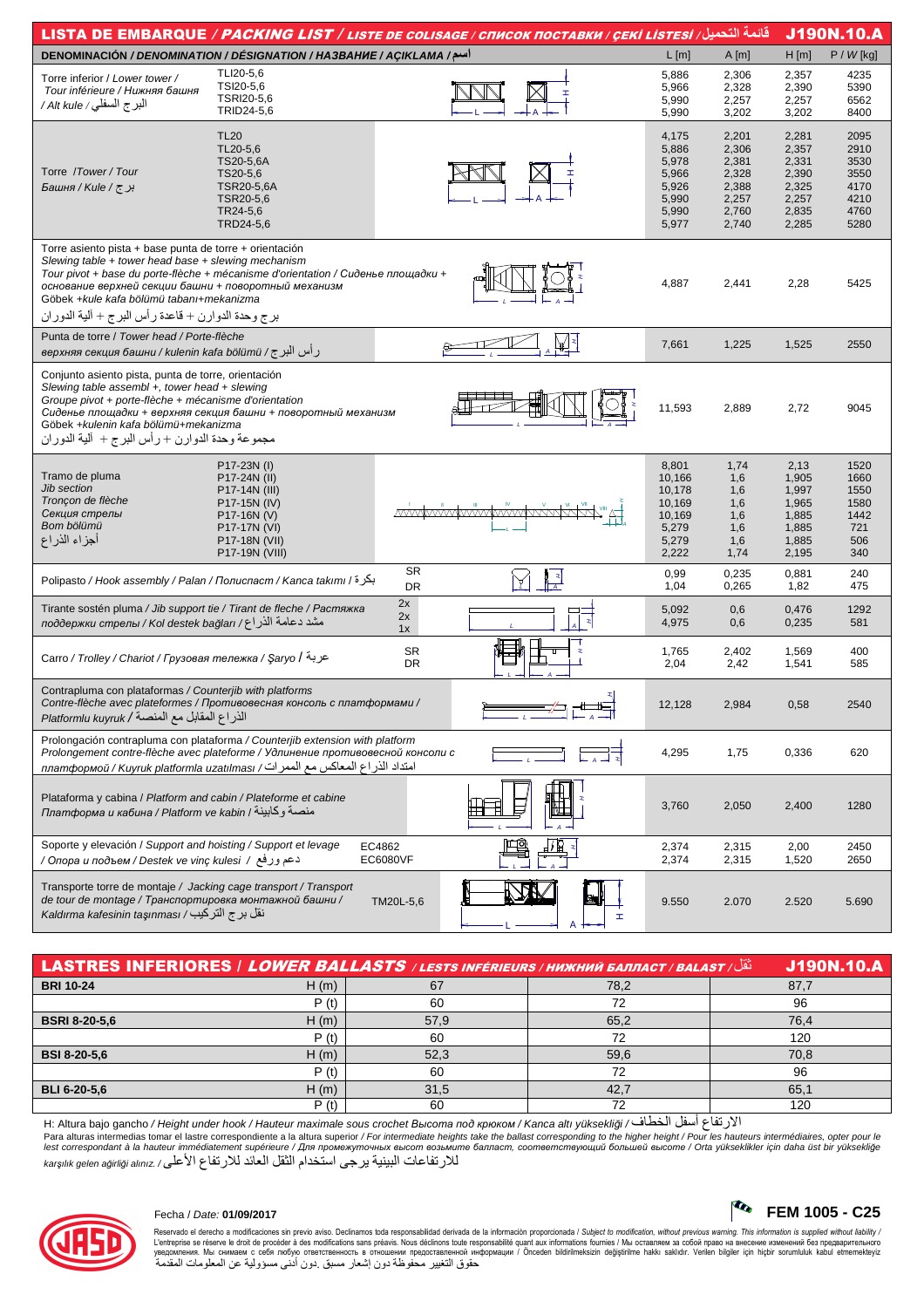# LISTA DE EMBARQUE / *PACKING LIST* / *LISTE DE COLISAGE* / *СПИСОК ПОСТАВКИ* / *ÇEKİ LİSTESİ* / قائمة التحميل — J190N.10.A

| DENOMINACIÓN / *DENOMINATION / DÉSIGNATION / НАЗВАНИЕ / AÇIKLAMA* / اسم | | | L [m] | A [m] | H [m] | P / W [kg] |
|---|---|---|---|---|---|---|
| Torre inferior / *Tour inférieure* / *Lower tower* / *Нижняя башня* / *Alt kule* / البرج السفلي | TLI20-5,6 | | 5,886 | 2,306 | 2,357 | 4235 |
| | TSI20-5,6 | | 5,966 | 2,328 | 2,390 | 5390 |
| | TSRI20-5,6 | | 5,990 | 2,257 | 2,257 | 6562 |
| | TRID24-5,6 | | 5,990 | 3,202 | 3,202 | 8400 |
| Torre /*Tower* / *Tour* / *Башня* / *Kule* / برج | TL20 | | 4,175 | 2,201 | 2,281 | 2095 |
| | TL20-5,6 | | 5,886 | 2,306 | 2,357 | 2910 |
| | TS20-5,6A | | 5,978 | 2,381 | 2,331 | 3530 |
| | TS20-5,6 | | 5,966 | 2,328 | 2,390 | 3550 |
| | TSR20-5,6A | | 5,926 | 2,388 | 2,325 | 4170 |
| | TSR20-5,6 | | 5,990 | 2,257 | 2,257 | 4210 |
| | TR24-5,6 | | 5,990 | 2,760 | 2,835 | 4760 |
| | TRD24-5,6 | | 5,977 | 2,740 | 2,285 | 5280 |
| Torre asiento pista + base punta de torre + orientación / *Slewing table + tower head base + slewing mechanism* / *Tour pivot + base du porte-flèche + mécanisme d'orientation* / *Сиденье площадки + основание верхней секции башни + поворотный механизм* / Göbek +*kule kafa bölümü tabanı+mekanizma* / برج وحدة الدوران + قاعدة رأس البرج + آلية الدوران | | | 4,887 | 2,441 | 2,28 | 5425 |
| Punta de torre / *Tower head* / *Porte-flèche* / *верхняя секция башни* / *kulenin kafa bölümü* / رأس البرج | | | 7,661 | 1,225 | 1,525 | 2550 |
| Conjunto asiento pista, punta de torre, orientación / *Slewing table assembl +, tower head + slewing* / *Groupe pivot + porte-flèche + mécanisme d'orientation* / *Сиденье площадки + верхняя секция башни + поворотный механизм* / Göbek +*kulenin kafa bölümü+mekanizma* / مجموعة وحدة الدوران + رأس البرج + آلية الدوران | | | 11,593 | 2,889 | 2,72 | 9045 |
| Tramo de pluma / *Jib section* / *Tronçon de flèche* / *Секция стрелы* / *Bom bölümü* / أجزاء الذراع | P17-23N (I) | | 8,801 | 1,74 | 2,13 | 1520 |
| | P17-24N (II) | | 10,166 | 1,6 | 1,905 | 1660 |
| | P17-14N (III) | | 10,178 | 1,6 | 1,997 | 1550 |
| | P17-15N (IV) | | 10,169 | 1,6 | 1,965 | 1580 |
| | P17-16N (V) | | 10,169 | 1,6 | 1,885 | 1442 |
| | P17-17N (VI) | | 5,279 | 1,6 | 1,885 | 721 |
| | P17-18N (VII) | | 5,279 | 1,6 | 1,885 | 506 |
| | P17-19N (VIII) | | 2,222 | 1,74 | 2,195 | 340 |
| Polipasto / *Hook assembly* / *Palan* / *Полиспаст* / *Kanca takımı* / بكرة | | SR | 0,99 | 0,235 | 0,881 | 240 |
| | | DR | 1,04 | 0,265 | 1,82 | 475 |
| Tirante sostén pluma / *Jib support tie* / *Tirant de fleche* / *Растяжка поддержки стрелы* / *Kol destek bağları* / مشد دعامة الذراع | | 2x | 5,092 | 0,6 | 0,476 | 1292 |
| | | 2x / 1x | 4,975 | 0,6 | 0,235 | 581 |
| Carro / *Trolley* / *Chariot* / *Грузовая тележка* / *Şaryo* / عربة | | SR | 1,765 | 2,402 | 1,569 | 400 |
| | | DR | 2,04 | 2,42 | 1,541 | 585 |
| Contrapluma con plataformas / *Counterjib with platforms* / *Contre-flèche avec plateformes* / *Противовесная консоль с платформами* / *Platformlu kuyruk* / الذراع المقابل مع المنصة | | | 12,128 | 2,984 | 0,58 | 2540 |
| Prolongación contrapluma con plataforma / *Counterjib extension with platform* / *Prolongement contre-flèche avec plateforme* / *Удлинение противовесной консоли с платформой* / *Kuyruk platformla uzatılması* / امتداد الذراع المعاكس مع الممرات | | | 4,295 | 1,75 | 0,336 | 620 |
| Plataforma y cabina / *Platform and cabin* / *Plateforme et cabine* / *Платформа и кабина* / *Platform ve kabin* / منصة وكابينة | | | 3,760 | 2,050 | 2,400 | 1280 |
| Soporte y elevación / *Support and hoisting* / *Support et levage* / *Опора и подъем* / *Destek ve vinç kulesi* / دعم ورفع | EC4862 | | 2,374 | 2,315 | 2,00 | 2450 |
| | EC6080VF | | 2,374 | 2,315 | 1,520 | 2650 |
| Transporte torre de montaje / *Jacking cage transport* / *Transport de tour de montage* / *Транспортировка монтажной башни* / *Kaldırma kafesinin taşınması* / نقل برج التركيب | TM20L-5,6 | | 9.550 | 2.070 | 2.520 | 5.690 |

# LASTRES INFERIORES / *LOWER BALLASTS* / *LESTS INFÉRIEURS* / *НИЖНИЙ БАЛЛАСТ* / *BALAST* / ثقل — J190N.10.A

| | | | | |
|---|---|---|---|---|
| **BRI 10-24** | H (m) | 67 | 78,2 | 87,7 |
| | P (t) | 60 | 72 | 96 |
| **BSRI 8-20-5,6** | H (m) | 57,9 | 65,2 | 76,4 |
| | P (t) | 60 | 72 | 120 |
| **BSI 8-20-5,6** | H (m) | 52,3 | 59,6 | 70,8 |
| | P (t) | 60 | 72 | 96 |
| **BLI 6-20-5,6** | H (m) | 31,5 | 42,7 | 65,1 |
| | P (t) | 60 | 72 | 120 |

H: Altura bajo gancho / *Height under hook* / *Hauteur maximale sous crochet* *Высота под крюком* / *Kanca altı yüksekliği* / الارتفاع أسفل الخطاف

Para alturas intermedias tomar el lastre correspondiente a la altura superior / *For intermediate heights take the ballast corresponding to the higher height* / *Pour les hauteurs intermédiaires, opter pour le lest correspondant à la hauteur immédiatement supérieure* / *Для промежуточных высот возьмите балласт, соответствующий большей высоте* / *Orta yükseklikler için daha üst bir yüksekliğe karşılık gelen ağirliği alınız.* / للارتفاعات البينية يرجى استخدام الثقل العائد للارتفاع الأعلى

Fecha / *Date:* **01/09/2017**

**FEM 1005 - C25**

Reservado el derecho a modificaciones sin previo aviso. Declinamos toda responsabilidad derivada de la información proporcionada / *Subject to modification, without previous warning. This information is supplied without liability* / L'entreprise se réserve le droit de procéder à des modifications sans préavis. Nous déclinons toute responsabilité quant aux informations fournies / Мы оставляем за собой право на внесение изменений без предварительного уведомления. Мы снимаем с себя любую ответственность в отношении предоставленной информации / Önceden bildirilmeksizin değiştirilme hakkı saklıdır. Verilen bilgiler için hiçbir sorumluluk kabul etmemekteyiz

حقوق التغيير محفوظة دون إشعار مسبق. دون أدنى مسؤولية عن المعلومات المقدمة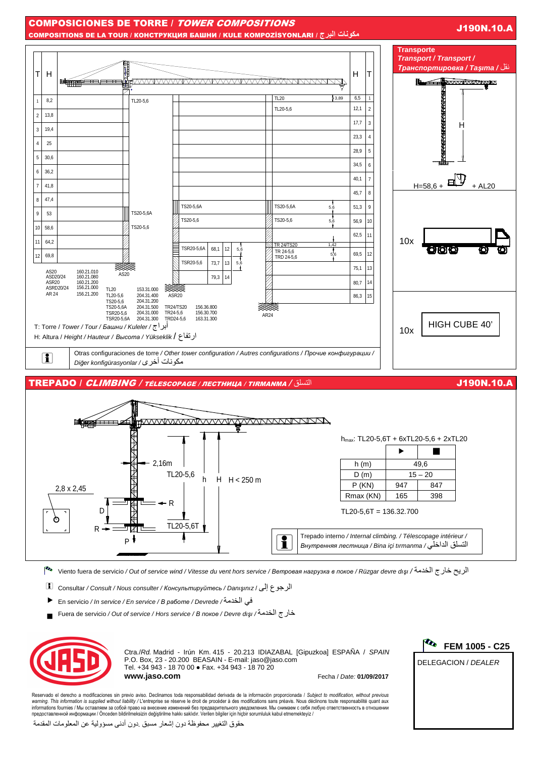# COMPOSICIONES DE TORRE / *TOWER COMPOSITIONS*

COMPOSITIONS DE LA TOUR / КОНСТРУКЦИЯ БАШНИ / KULE KOMPOZİSYONLARI / مكونات البرج

J190N.10.A

| T | H | H | T |
|---|---|---|---|
| 1 | 8,2 | 6,5 | 1 |
| 2 | 13,8 | 12,1 | 2 |
| 3 | 19,4 | 17,7 | 3 |
| 4 | 25 | 23,3 | 4 |
| 5 | 30,6 | 28,9 | 5 |
| 6 | 36,2 | 34,5 | 6 |
| 7 | 41,8 | 40,1 | 7 |
| 8 | 47,4 | 45,7 | 8 |
| 9 | 53 | 51,3 | 9 |
| 10 | 58,6 | 56,9 | 10 |
| 11 | 64,2 | 62,5 | 11 |
| 12 | 69,8 | 69,5 | 12 |
| | | 75,1 | 13 |
| | | 80,7 | 14 |
| | | 86,3 | 15 |

TL20-5,6; TS20-5,6A; TS20-5,6; AS20

TS20-5,6A; TS20-5,6; TSR20-5,6A 68,1 12 5,6; TSR20-5,6 73,7 13 5,6; 79,3 14; ASR20

TL20 3,89; TL20-5,6; TS20-5,6A 5,6; TS20-5,6 5,6; TR 24/TS20 1,42; TR 24-5,6; TRD 24-5,6 5,6; AR24

| | |
|---|---|
| AS20 | 160.21.010 |
| ASD20/24 | 160.21.080 |
| ASR20 | 160.21.200 |
| ASRD20/24 | 156.21.000 |
| AR 24 | 156.21.200 |

| | |
|---|---|
| TL20 | 153.31.000 |
| TL20-5,6 | 204.31.400 |
| TS20-5,6 | 204.31.200 |
| TS20-5,6A | 204.31.500 |
| TSR20-5,6 | 204.31.000 |
| TSR20-5,6A | 204.31.300 |

| | |
|---|---|
| TR24/TS20 | 156.36.800 |
| TR24-5,6 | 156.30.700 |
| TRD24-5,6 | 163.31.300 |

T: Torre / *Tower / Tour / Башни / Kuleler /* أبراج

H: Altura / *Height / Hauteur / Высома / Yükseklik /* ارتفاع

Otras configuraciones de torre / *Other tower configuration / Autres configurations / Прочие конфигурации / Diğer konfigürasyonlar /* مكونات أخرى

**Transporte**
*Transport / Transport / Транспортировка / Taşıma /* نقل

H

H=58,6 + + AL20

10x

10x HIGH CUBE 40'

# TREPADO / *CLIMBING / TÉLESCOPAGE / ЛЕСТНИЦА / TIRMANMA /* التسلق

J190N.10.A

2,16m

TL20-5,6

h H H < 250 m

2,8 x 2,45

D

R

R

TL20-5,6T

P

$h_{max}$: TL20-5,6T + 6xTL20-5,6 + 2xTL20

| | ▶ | ■ |
|---|---|---|
| h (m) | 49,6 | |
| D (m) | 15 – 20 | |
| P (KN) | 947 | 847 |
| Rmax (KN) | 165 | 398 |

TL20-5,6T = 136.32.700

Trepado interno / *Internal climbing. / Télescopage intérieur / Внутренняя лестница / Bina içi tırmanma /* التسلق الداخلي

Viento fuera de servicio / *Out of service wind / Vitesse du vent hors service / Ветровая нагрузка в покое / Rüzgar devre dışı /* الريح خارج الخدمة

Consultar / *Consult / Nous consulter / Консультируйтесь / Danışınız /* الرجوع إلى

▶ En servicio / *In service / En service / В работе / Devrede /* في الخدمة

■ Fuera de servicio / *Out of service / Hors service / В покое / Devre dışı /* خارج الخدمة

Ctra./*Rd.* Madrid - Irún Km. 415 - 20.213 IDIAZABAL [Gipuzkoa] ESPAÑA / *SPAIN*
P.O. Box, 23 - 20.200 BEASAIN - E-mail: jaso@jaso.com
Tel. +34 943 - 18 70 00 • Fax. +34 943 - 18 70 20
**www.jaso.com**

Fecha / *Date:* **01/09/2017**

**FEM 1005 - C25**

DELEGACION / *DEALER*

Reservado el derecho a modificaciones sin previo aviso. Declinamos toda responsabilidad derivada de la información proporcionada / *Subject to modification, without previous warning. This information is supplied without liability* / L'entreprise se réserve le droit de procéder à des modifications sans préavis. Nous déclinons toute responsabilité quant aux informations fournies / Мы оставляем за собой право на внесение изменений без предварительного уведомления. Мы снимаем с себя любую ответственность в отношении предоставленной информации / Önceden bildirilmeksizin değiştirilme hakkı saklıdır. Verilen bilgiler için hiçbir sorumluluk kabul etmemekteyiz /

حقوق التغيير محفوظة دون إشعار مسبق .دون أدنى مسؤولية عن المعلومات المقدمة